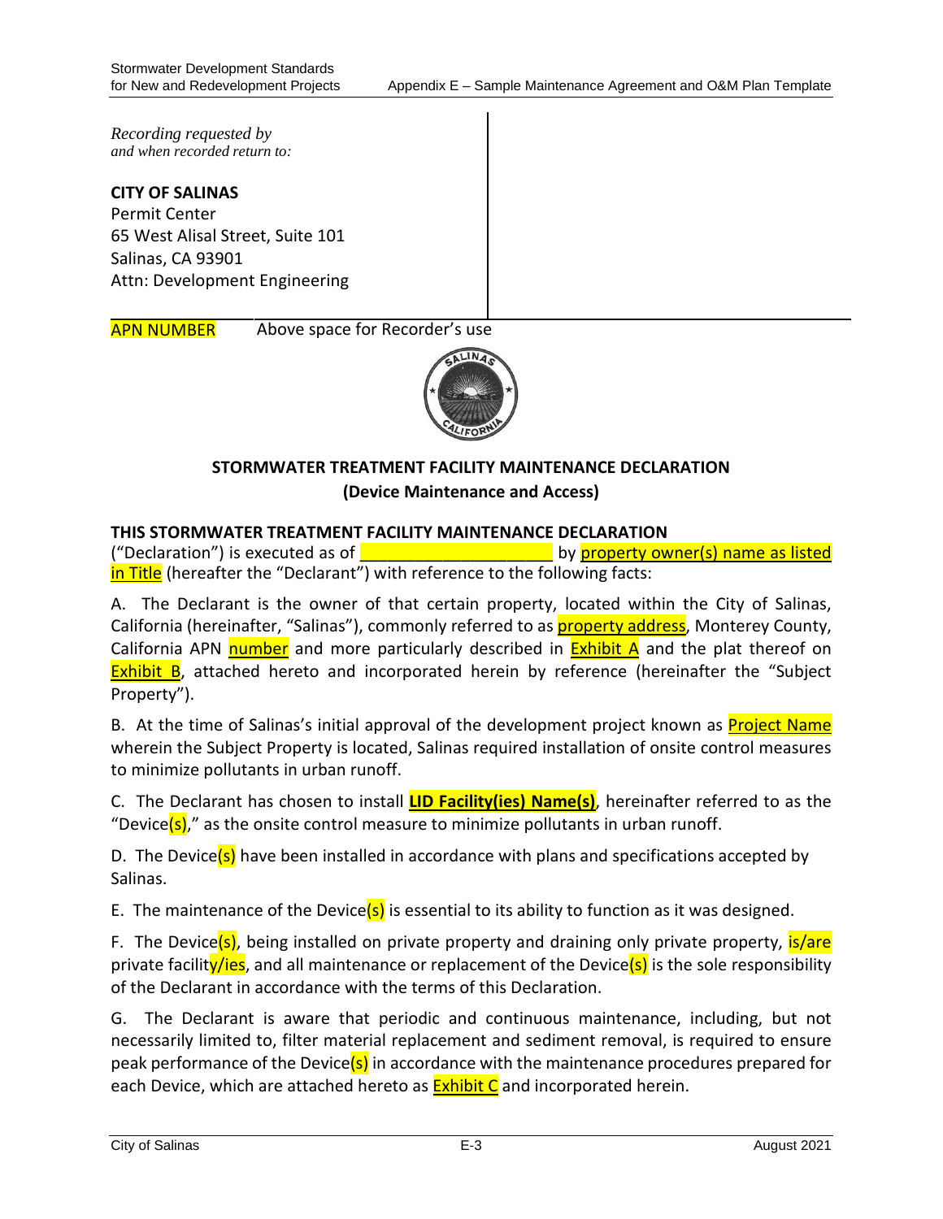*Recording requested by*
*and when recorded return to:*

**CITY OF SALINAS**
Permit Center
65 West Alisal Street, Suite 101
Salinas, CA 93901
Attn: Development Engineering

APN NUMBER Above space for Recorder's use

**STORMWATER TREATMENT FACILITY MAINTENANCE DECLARATION**
**(Device Maintenance and Access)**

**THIS STORMWATER TREATMENT FACILITY MAINTENANCE DECLARATION** ("Declaration") is executed as of ____________________ by property owner(s) name as listed in Title (hereafter the "Declarant") with reference to the following facts:

A. The Declarant is the owner of that certain property, located within the City of Salinas, California (hereinafter, "Salinas"), commonly referred to as property address, Monterey County, California APN number and more particularly described in Exhibit A and the plat thereof on Exhibit B, attached hereto and incorporated herein by reference (hereinafter the "Subject Property").

B. At the time of Salinas's initial approval of the development project known as Project Name wherein the Subject Property is located, Salinas required installation of onsite control measures to minimize pollutants in urban runoff.

C. The Declarant has chosen to install **LID Facility(ies) Name(s)**, hereinafter referred to as the "Device(s)," as the onsite control measure to minimize pollutants in urban runoff.

D. The Device(s) have been installed in accordance with plans and specifications accepted by Salinas.

E. The maintenance of the Device(s) is essential to its ability to function as it was designed.

F. The Device(s), being installed on private property and draining only private property, is/are private facility/ies, and all maintenance or replacement of the Device(s) is the sole responsibility of the Declarant in accordance with the terms of this Declaration.

G. The Declarant is aware that periodic and continuous maintenance, including, but not necessarily limited to, filter material replacement and sediment removal, is required to ensure peak performance of the Device(s) in accordance with the maintenance procedures prepared for each Device, which are attached hereto as Exhibit C and incorporated herein.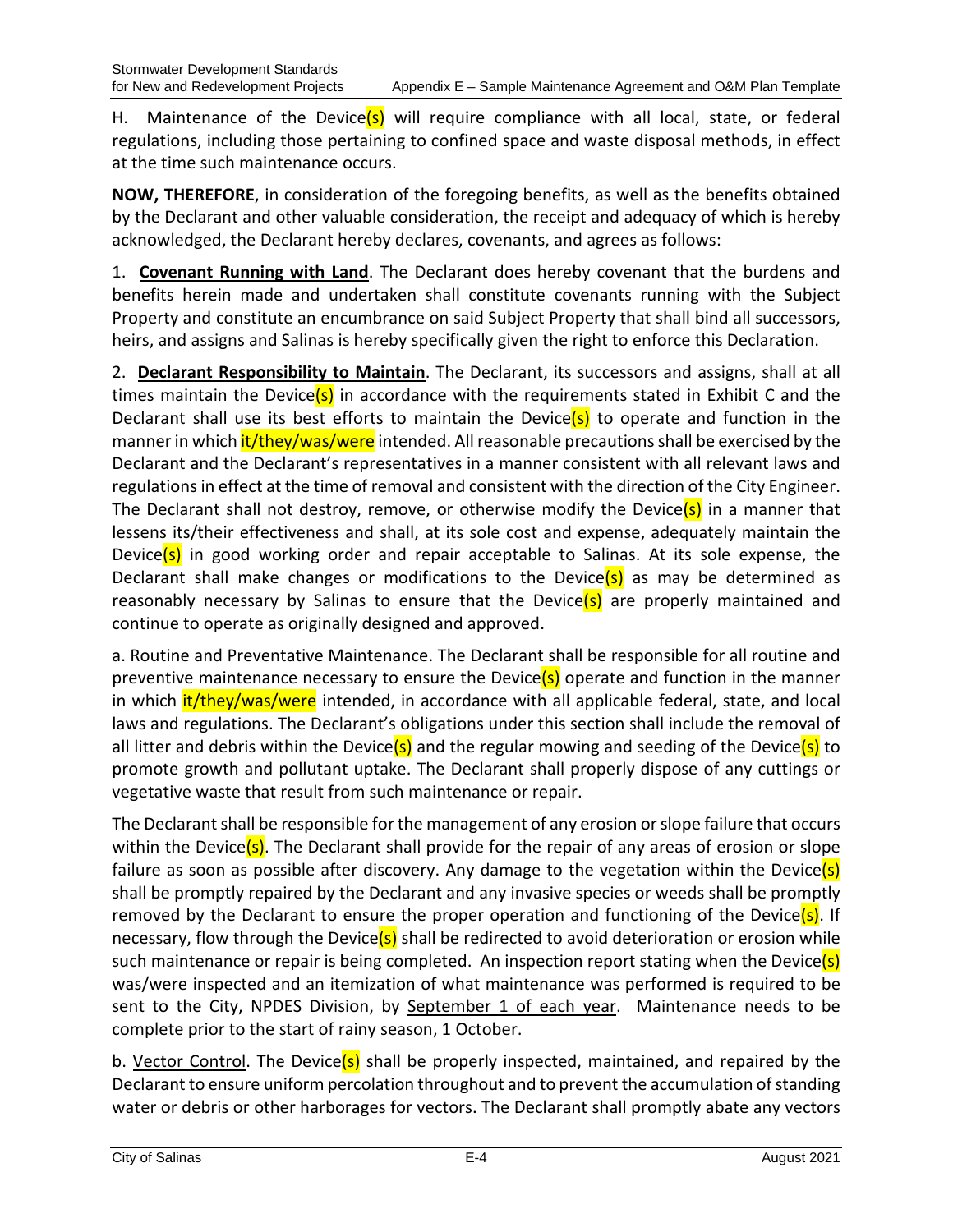H. Maintenance of the Device(s) will require compliance with all local, state, or federal regulations, including those pertaining to confined space and waste disposal methods, in effect at the time such maintenance occurs.

**NOW, THEREFORE**, in consideration of the foregoing benefits, as well as the benefits obtained by the Declarant and other valuable consideration, the receipt and adequacy of which is hereby acknowledged, the Declarant hereby declares, covenants, and agrees as follows:

1. **Covenant Running with Land**. The Declarant does hereby covenant that the burdens and benefits herein made and undertaken shall constitute covenants running with the Subject Property and constitute an encumbrance on said Subject Property that shall bind all successors, heirs, and assigns and Salinas is hereby specifically given the right to enforce this Declaration.

2. **Declarant Responsibility to Maintain**. The Declarant, its successors and assigns, shall at all times maintain the Device(s) in accordance with the requirements stated in Exhibit C and the Declarant shall use its best efforts to maintain the Device(s) to operate and function in the manner in which it/they/was/were intended. All reasonable precautions shall be exercised by the Declarant and the Declarant's representatives in a manner consistent with all relevant laws and regulations in effect at the time of removal and consistent with the direction of the City Engineer. The Declarant shall not destroy, remove, or otherwise modify the Device(s) in a manner that lessens its/their effectiveness and shall, at its sole cost and expense, adequately maintain the Device(s) in good working order and repair acceptable to Salinas. At its sole expense, the Declarant shall make changes or modifications to the Device(s) as may be determined as reasonably necessary by Salinas to ensure that the Device(s) are properly maintained and continue to operate as originally designed and approved.

a. Routine and Preventative Maintenance. The Declarant shall be responsible for all routine and preventive maintenance necessary to ensure the Device(s) operate and function in the manner in which it/they/was/were intended, in accordance with all applicable federal, state, and local laws and regulations. The Declarant's obligations under this section shall include the removal of all litter and debris within the Device(s) and the regular mowing and seeding of the Device(s) to promote growth and pollutant uptake. The Declarant shall properly dispose of any cuttings or vegetative waste that result from such maintenance or repair.

The Declarant shall be responsible for the management of any erosion or slope failure that occurs within the Device(s). The Declarant shall provide for the repair of any areas of erosion or slope failure as soon as possible after discovery. Any damage to the vegetation within the Device(s) shall be promptly repaired by the Declarant and any invasive species or weeds shall be promptly removed by the Declarant to ensure the proper operation and functioning of the Device(s). If necessary, flow through the Device(s) shall be redirected to avoid deterioration or erosion while such maintenance or repair is being completed. An inspection report stating when the Device(s) was/were inspected and an itemization of what maintenance was performed is required to be sent to the City, NPDES Division, by September 1 of each year. Maintenance needs to be complete prior to the start of rainy season, 1 October.

b. Vector Control. The Device(s) shall be properly inspected, maintained, and repaired by the Declarant to ensure uniform percolation throughout and to prevent the accumulation of standing water or debris or other harborages for vectors. The Declarant shall promptly abate any vectors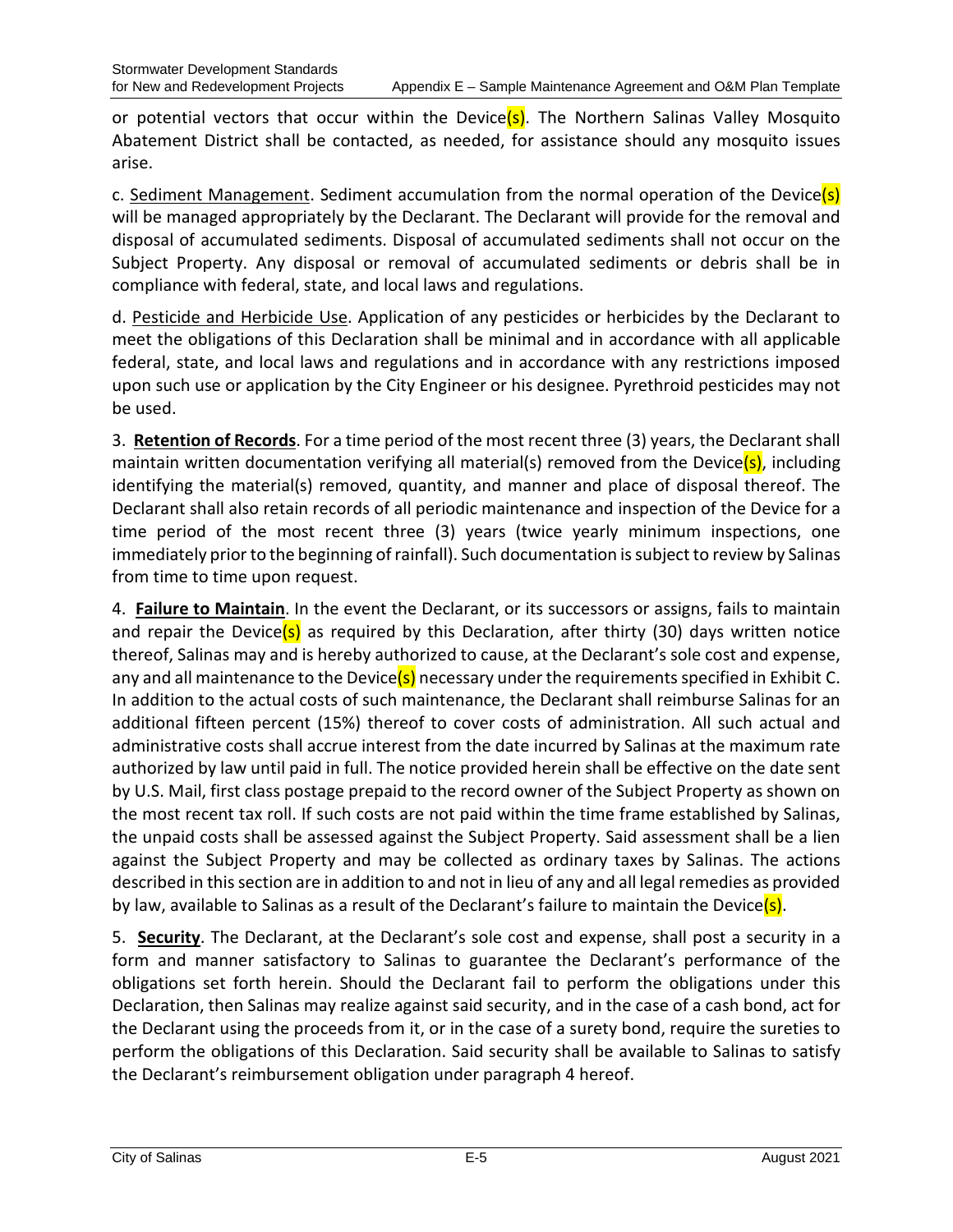or potential vectors that occur within the Device(s). The Northern Salinas Valley Mosquito Abatement District shall be contacted, as needed, for assistance should any mosquito issues arise.

c. Sediment Management. Sediment accumulation from the normal operation of the Device(s) will be managed appropriately by the Declarant. The Declarant will provide for the removal and disposal of accumulated sediments. Disposal of accumulated sediments shall not occur on the Subject Property. Any disposal or removal of accumulated sediments or debris shall be in compliance with federal, state, and local laws and regulations.

d. Pesticide and Herbicide Use. Application of any pesticides or herbicides by the Declarant to meet the obligations of this Declaration shall be minimal and in accordance with all applicable federal, state, and local laws and regulations and in accordance with any restrictions imposed upon such use or application by the City Engineer or his designee. Pyrethroid pesticides may not be used.

3. **Retention of Records**. For a time period of the most recent three (3) years, the Declarant shall maintain written documentation verifying all material(s) removed from the Device(s), including identifying the material(s) removed, quantity, and manner and place of disposal thereof. The Declarant shall also retain records of all periodic maintenance and inspection of the Device for a time period of the most recent three (3) years (twice yearly minimum inspections, one immediately prior to the beginning of rainfall). Such documentation is subject to review by Salinas from time to time upon request.

4. **Failure to Maintain**. In the event the Declarant, or its successors or assigns, fails to maintain and repair the Device(s) as required by this Declaration, after thirty (30) days written notice thereof, Salinas may and is hereby authorized to cause, at the Declarant's sole cost and expense, any and all maintenance to the Device(s) necessary under the requirements specified in Exhibit C. In addition to the actual costs of such maintenance, the Declarant shall reimburse Salinas for an additional fifteen percent (15%) thereof to cover costs of administration. All such actual and administrative costs shall accrue interest from the date incurred by Salinas at the maximum rate authorized by law until paid in full. The notice provided herein shall be effective on the date sent by U.S. Mail, first class postage prepaid to the record owner of the Subject Property as shown on the most recent tax roll. If such costs are not paid within the time frame established by Salinas, the unpaid costs shall be assessed against the Subject Property. Said assessment shall be a lien against the Subject Property and may be collected as ordinary taxes by Salinas. The actions described in this section are in addition to and not in lieu of any and all legal remedies as provided by law, available to Salinas as a result of the Declarant's failure to maintain the Device(s).

5. **Security**. The Declarant, at the Declarant's sole cost and expense, shall post a security in a form and manner satisfactory to Salinas to guarantee the Declarant's performance of the obligations set forth herein. Should the Declarant fail to perform the obligations under this Declaration, then Salinas may realize against said security, and in the case of a cash bond, act for the Declarant using the proceeds from it, or in the case of a surety bond, require the sureties to perform the obligations of this Declaration. Said security shall be available to Salinas to satisfy the Declarant's reimbursement obligation under paragraph 4 hereof.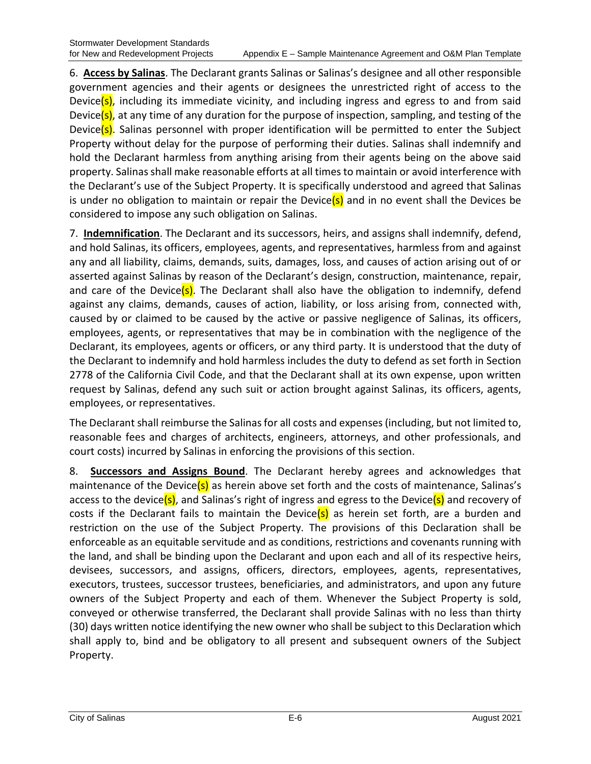6. **Access by Salinas**. The Declarant grants Salinas or Salinas's designee and all other responsible government agencies and their agents or designees the unrestricted right of access to the Device(s), including its immediate vicinity, and including ingress and egress to and from said Device(s), at any time of any duration for the purpose of inspection, sampling, and testing of the Device(s). Salinas personnel with proper identification will be permitted to enter the Subject Property without delay for the purpose of performing their duties. Salinas shall indemnify and hold the Declarant harmless from anything arising from their agents being on the above said property. Salinas shall make reasonable efforts at all times to maintain or avoid interference with the Declarant's use of the Subject Property. It is specifically understood and agreed that Salinas is under no obligation to maintain or repair the Device(s) and in no event shall the Devices be considered to impose any such obligation on Salinas.

7. **Indemnification**. The Declarant and its successors, heirs, and assigns shall indemnify, defend, and hold Salinas, its officers, employees, agents, and representatives, harmless from and against any and all liability, claims, demands, suits, damages, loss, and causes of action arising out of or asserted against Salinas by reason of the Declarant's design, construction, maintenance, repair, and care of the Device(s). The Declarant shall also have the obligation to indemnify, defend against any claims, demands, causes of action, liability, or loss arising from, connected with, caused by or claimed to be caused by the active or passive negligence of Salinas, its officers, employees, agents, or representatives that may be in combination with the negligence of the Declarant, its employees, agents or officers, or any third party. It is understood that the duty of the Declarant to indemnify and hold harmless includes the duty to defend as set forth in Section 2778 of the California Civil Code, and that the Declarant shall at its own expense, upon written request by Salinas, defend any such suit or action brought against Salinas, its officers, agents, employees, or representatives.

The Declarant shall reimburse the Salinas for all costs and expenses (including, but not limited to, reasonable fees and charges of architects, engineers, attorneys, and other professionals, and court costs) incurred by Salinas in enforcing the provisions of this section.

8. **Successors and Assigns Bound**. The Declarant hereby agrees and acknowledges that maintenance of the Device(s) as herein above set forth and the costs of maintenance, Salinas's access to the device(s), and Salinas's right of ingress and egress to the Device(s) and recovery of costs if the Declarant fails to maintain the Device(s) as herein set forth, are a burden and restriction on the use of the Subject Property. The provisions of this Declaration shall be enforceable as an equitable servitude and as conditions, restrictions and covenants running with the land, and shall be binding upon the Declarant and upon each and all of its respective heirs, devisees, successors, and assigns, officers, directors, employees, agents, representatives, executors, trustees, successor trustees, beneficiaries, and administrators, and upon any future owners of the Subject Property and each of them. Whenever the Subject Property is sold, conveyed or otherwise transferred, the Declarant shall provide Salinas with no less than thirty (30) days written notice identifying the new owner who shall be subject to this Declaration which shall apply to, bind and be obligatory to all present and subsequent owners of the Subject Property.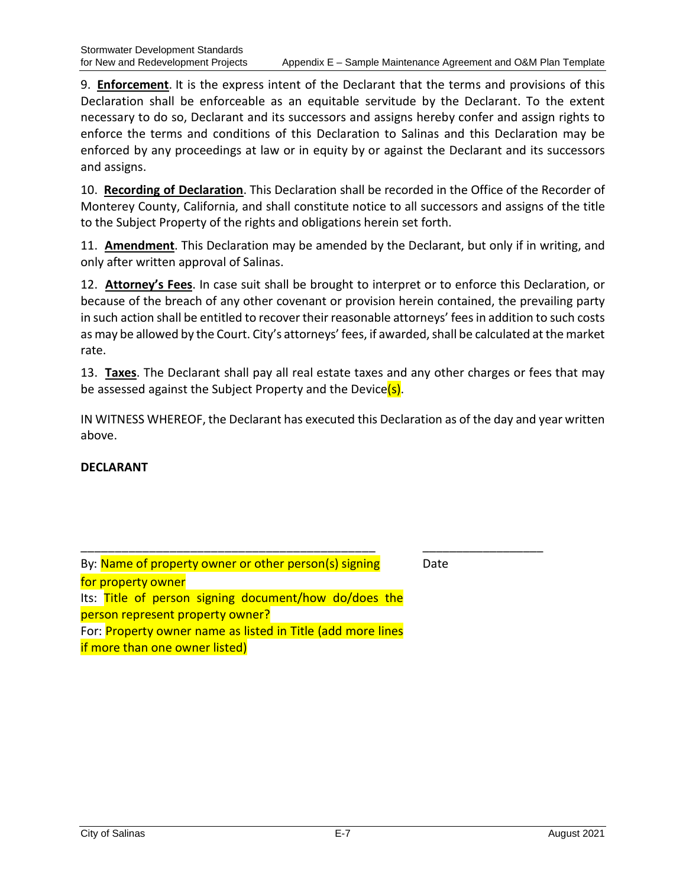9. **Enforcement**. It is the express intent of the Declarant that the terms and provisions of this Declaration shall be enforceable as an equitable servitude by the Declarant. To the extent necessary to do so, Declarant and its successors and assigns hereby confer and assign rights to enforce the terms and conditions of this Declaration to Salinas and this Declaration may be enforced by any proceedings at law or in equity by or against the Declarant and its successors and assigns.

10. **Recording of Declaration**. This Declaration shall be recorded in the Office of the Recorder of Monterey County, California, and shall constitute notice to all successors and assigns of the title to the Subject Property of the rights and obligations herein set forth.

11. **Amendment**. This Declaration may be amended by the Declarant, but only if in writing, and only after written approval of Salinas.

12. **Attorney's Fees**. In case suit shall be brought to interpret or to enforce this Declaration, or because of the breach of any other covenant or provision herein contained, the prevailing party in such action shall be entitled to recover their reasonable attorneys' fees in addition to such costs as may be allowed by the Court. City's attorneys' fees, if awarded, shall be calculated at the market rate.

13. **Taxes**. The Declarant shall pay all real estate taxes and any other charges or fees that may be assessed against the Subject Property and the Device(s).

IN WITNESS WHEREOF, the Declarant has executed this Declaration as of the day and year written above.

**DECLARANT**

_____________________________________________ __________________

By: Name of property owner or other person(s) signing for property owner Date

Its: Title of person signing document/how do/does the person represent property owner?

For: Property owner name as listed in Title (add more lines if more than one owner listed)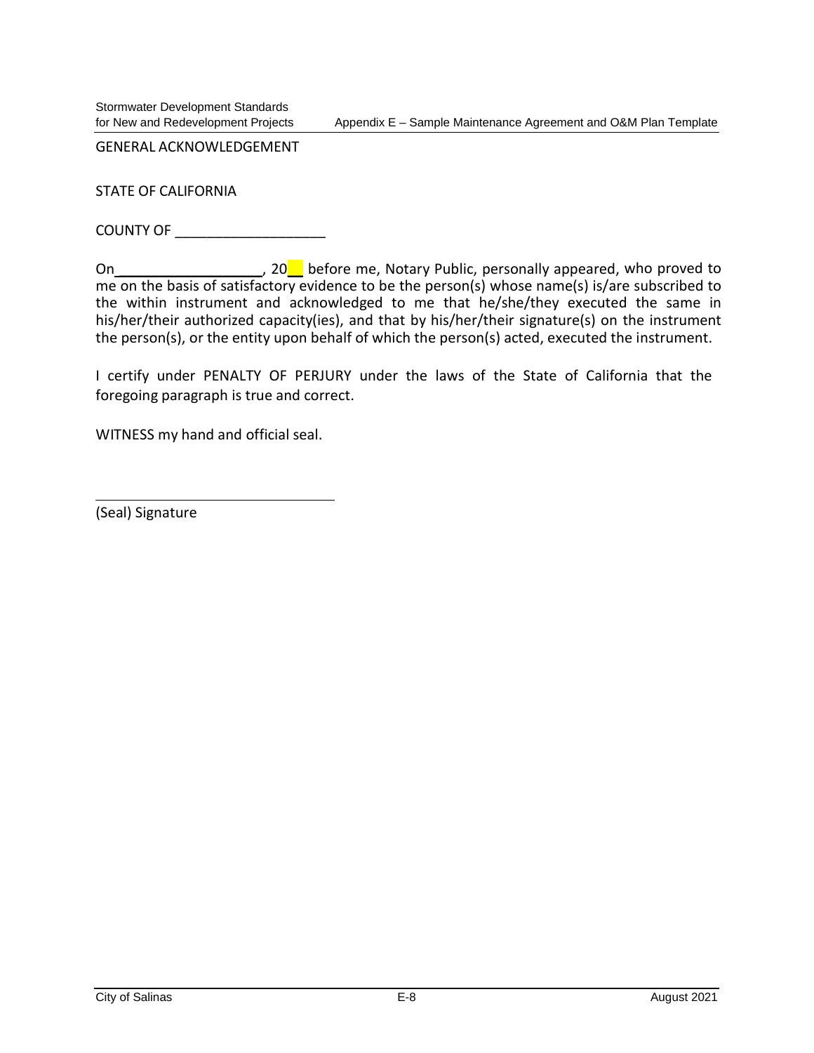GENERAL ACKNOWLEDGEMENT

STATE OF CALIFORNIA

COUNTY OF ___________________

On___________________, 20__ before me, Notary Public, personally appeared, who proved to me on the basis of satisfactory evidence to be the person(s) whose name(s) is/are subscribed to the within instrument and acknowledged to me that he/she/they executed the same in his/her/their authorized capacity(ies), and that by his/her/their signature(s) on the instrument the person(s), or the entity upon behalf of which the person(s) acted, executed the instrument.

I certify under PENALTY OF PERJURY under the laws of the State of California that the foregoing paragraph is true and correct.

WITNESS my hand and official seal.

_________________________________

(Seal) Signature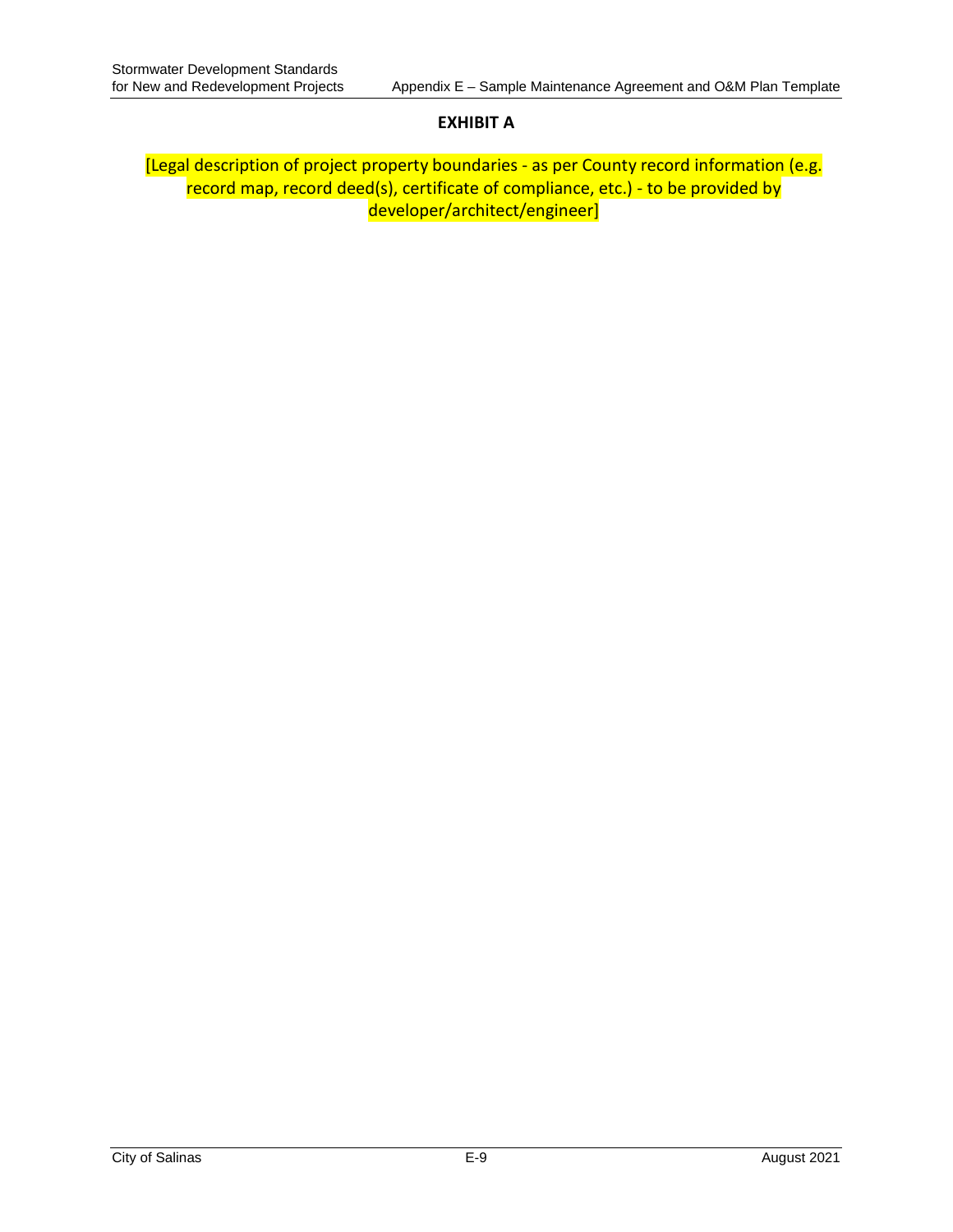# EXHIBIT A

[Legal description of project property boundaries - as per County record information (e.g. record map, record deed(s), certificate of compliance, etc.) - to be provided by developer/architect/engineer]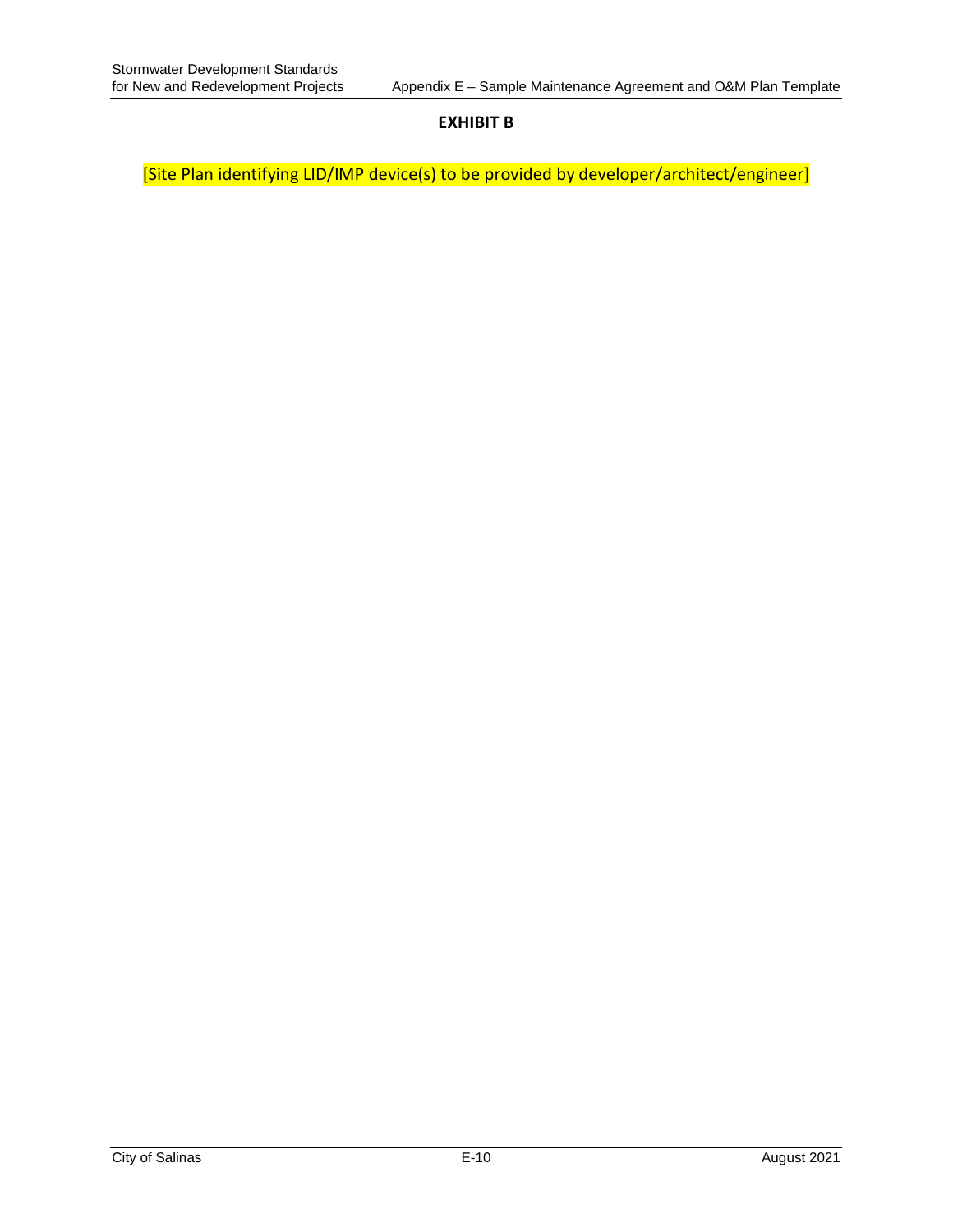**EXHIBIT B**

[Site Plan identifying LID/IMP device(s) to be provided by developer/architect/engineer]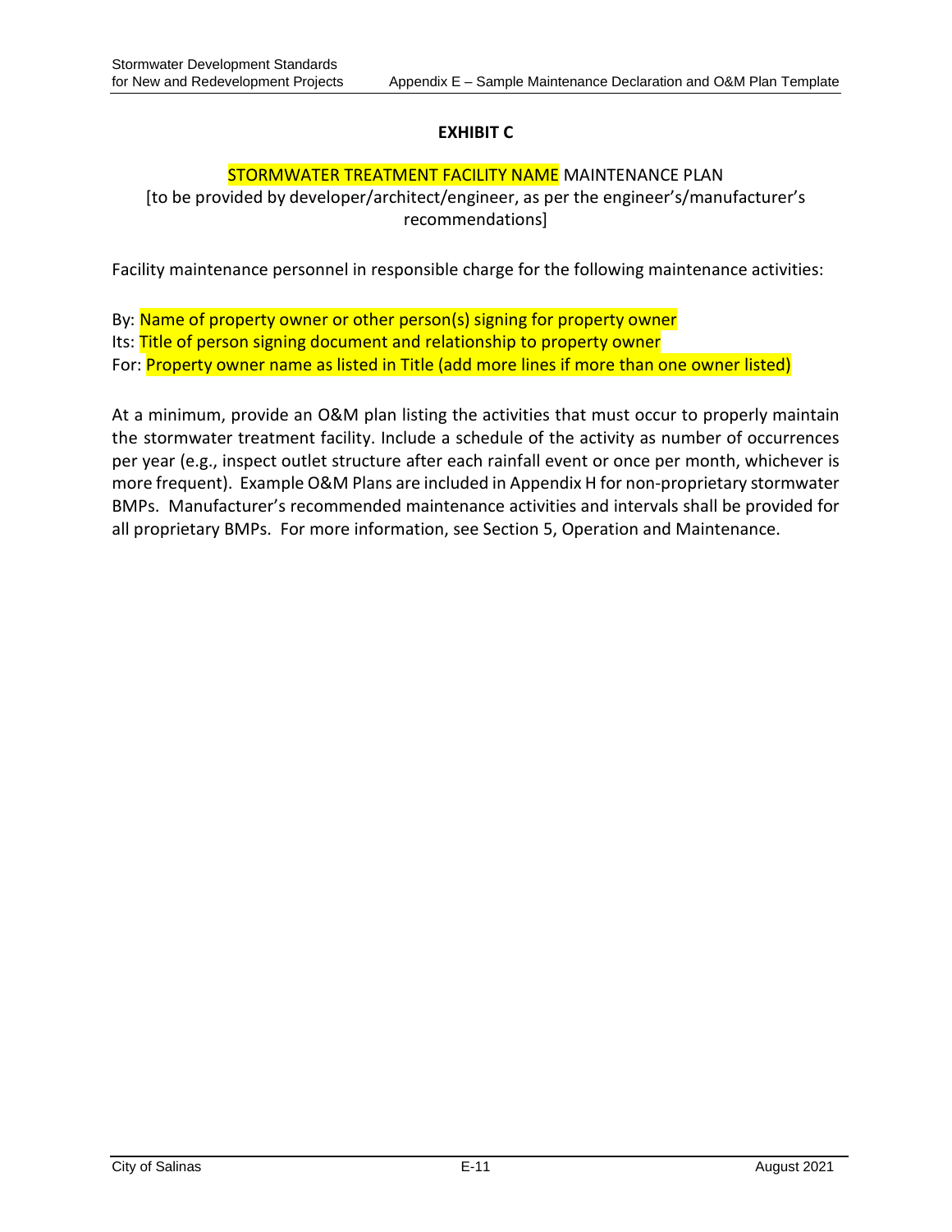## EXHIBIT C

**STORMWATER TREATMENT FACILITY NAME MAINTENANCE PLAN**
[to be provided by developer/architect/engineer, as per the engineer's/manufacturer's recommendations]

Facility maintenance personnel in responsible charge for the following maintenance activities:

By: Name of property owner or other person(s) signing for property owner
Its: Title of person signing document and relationship to property owner
For: Property owner name as listed in Title (add more lines if more than one owner listed)

At a minimum, provide an O&M plan listing the activities that must occur to properly maintain the stormwater treatment facility. Include a schedule of the activity as number of occurrences per year (e.g., inspect outlet structure after each rainfall event or once per month, whichever is more frequent). Example O&M Plans are included in Appendix H for non-proprietary stormwater BMPs. Manufacturer's recommended maintenance activities and intervals shall be provided for all proprietary BMPs. For more information, see Section 5, Operation and Maintenance.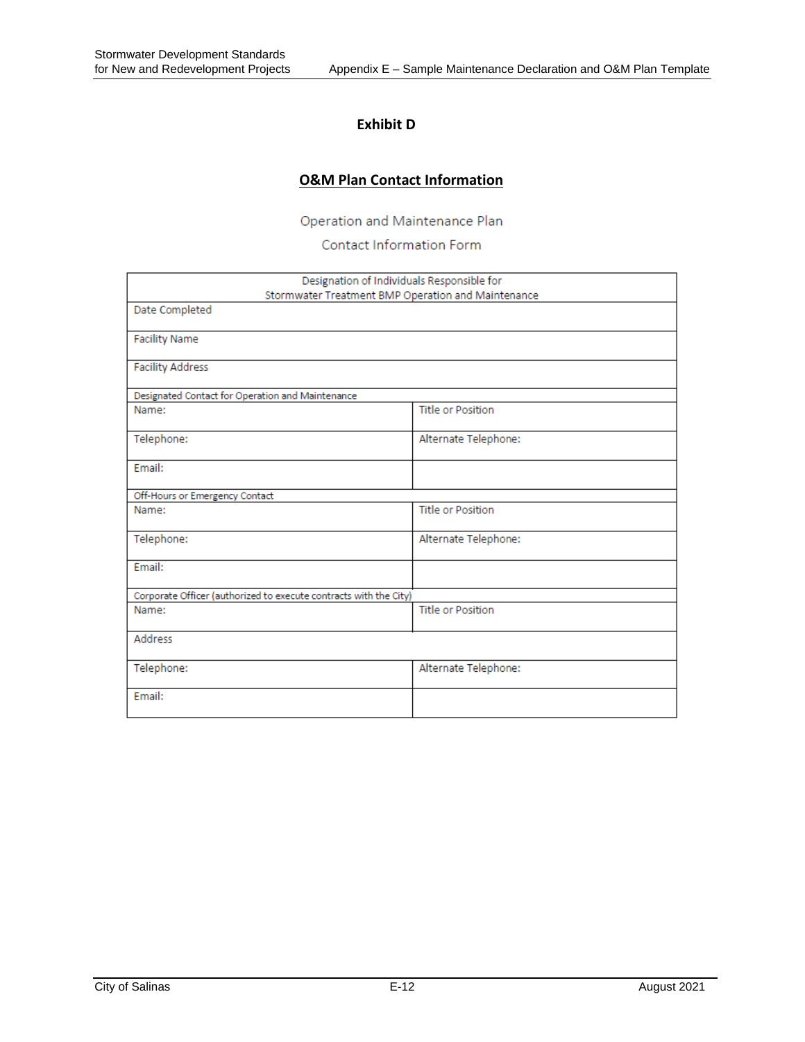## Exhibit D

### O&M Plan Contact Information

Operation and Maintenance Plan

Contact Information Form

| Designation of Individuals Responsible for Stormwater Treatment BMP Operation and Maintenance | |
|---|---|
| Date Completed | |
| Facility Name | |
| Facility Address | |
| Designated Contact for Operation and Maintenance | |
| Name: | Title or Position |
| Telephone: | Alternate Telephone: |
| Email: | |
| Off-Hours or Emergency Contact | |
| Name: | Title or Position |
| Telephone: | Alternate Telephone: |
| Email: | |
| Corporate Officer (authorized to execute contracts with the City) | |
| Name: | Title or Position |
| Address | |
| Telephone: | Alternate Telephone: |
| Email: | |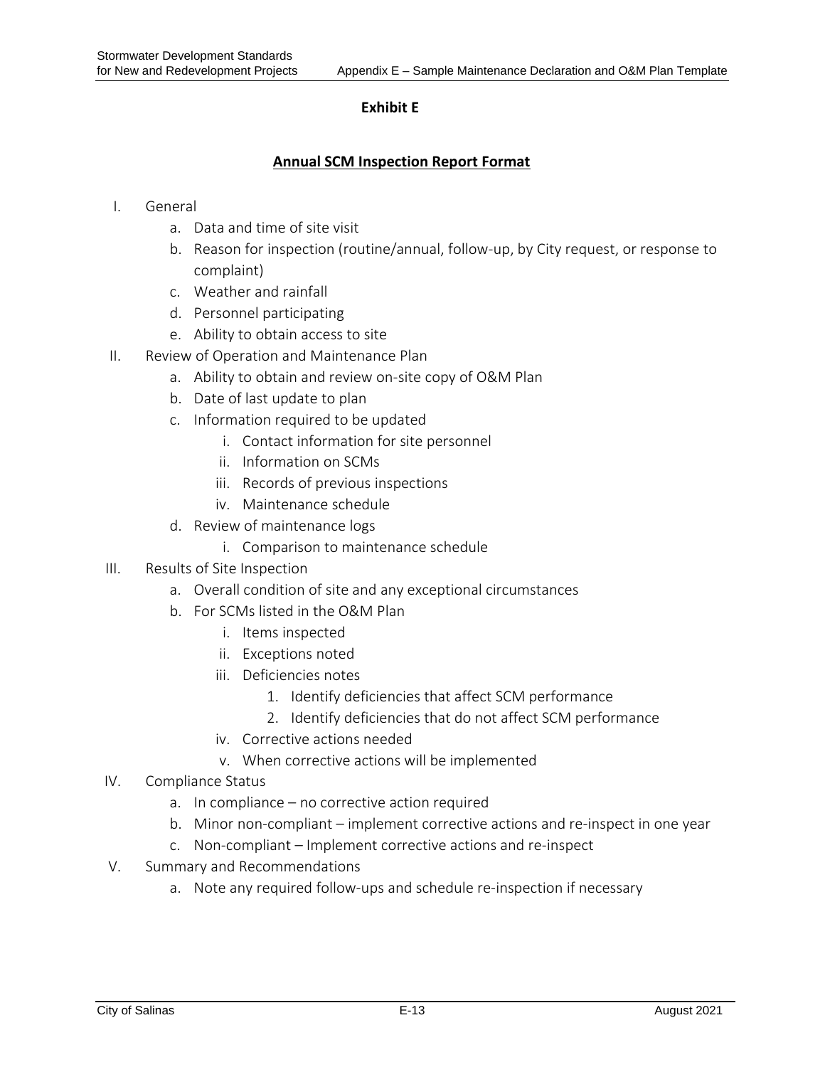**Exhibit E**

## Annual SCM Inspection Report Format

I. General
   a. Data and time of site visit
   b. Reason for inspection (routine/annual, follow-up, by City request, or response to complaint)
   c. Weather and rainfall
   d. Personnel participating
   e. Ability to obtain access to site

II. Review of Operation and Maintenance Plan
   a. Ability to obtain and review on-site copy of O&M Plan
   b. Date of last update to plan
   c. Information required to be updated
      i. Contact information for site personnel
      ii. Information on SCMs
      iii. Records of previous inspections
      iv. Maintenance schedule
   d. Review of maintenance logs
      i. Comparison to maintenance schedule

III. Results of Site Inspection
   a. Overall condition of site and any exceptional circumstances
   b. For SCMs listed in the O&M Plan
      i. Items inspected
      ii. Exceptions noted
      iii. Deficiencies notes
         1. Identify deficiencies that affect SCM performance
         2. Identify deficiencies that do not affect SCM performance
      iv. Corrective actions needed
      v. When corrective actions will be implemented

IV. Compliance Status
   a. In compliance – no corrective action required
   b. Minor non-compliant – implement corrective actions and re-inspect in one year
   c. Non-compliant – Implement corrective actions and re-inspect

V. Summary and Recommendations
   a. Note any required follow-ups and schedule re-inspection if necessary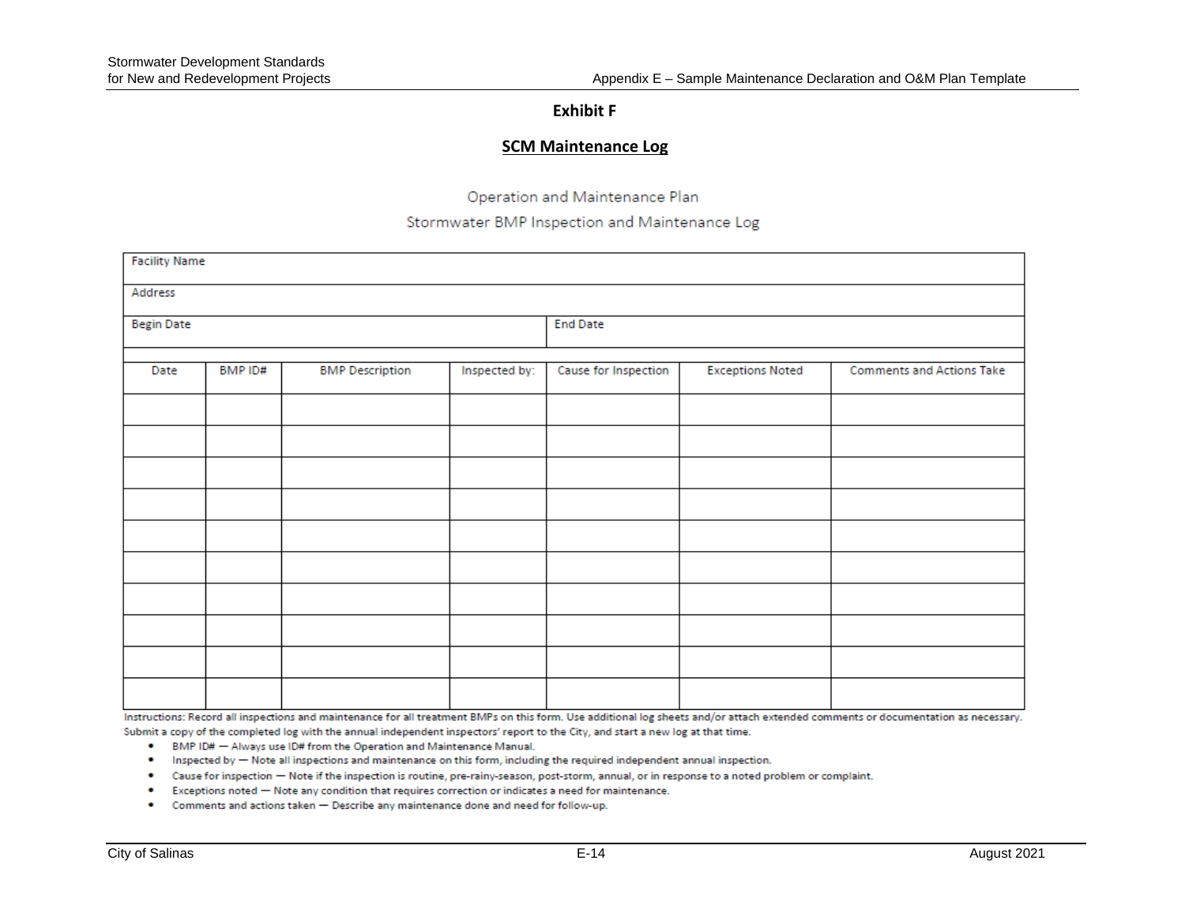## Exhibit F

## SCM Maintenance Log

Operation and Maintenance Plan

Stormwater BMP Inspection and Maintenance Log

| Facility Name | | | | | | |
|---|---|---|---|---|---|---|
| Address | | | | | | |
| Begin Date | | | | End Date | | |
| Date | BMP ID# | BMP Description | Inspected by: | Cause for Inspection | Exceptions Noted | Comments and Actions Take |
| | | | | | | |
| | | | | | | |
| | | | | | | |
| | | | | | | |
| | | | | | | |
| | | | | | | |
| | | | | | | |
| | | | | | | |
| | | | | | | |
| | | | | | | |

Instructions: Record all inspections and maintenance for all treatment BMPs on this form. Use additional log sheets and/or attach extended comments or documentation as necessary. Submit a copy of the completed log with the annual independent inspectors' report to the City, and start a new log at that time.

- BMP ID# — Always use ID# from the Operation and Maintenance Manual.
- Inspected by — Note all inspections and maintenance on this form, including the required independent annual inspection.
- Cause for inspection — Note if the inspection is routine, pre-rainy-season, post-storm, annual, or in response to a noted problem or complaint.
- Exceptions noted — Note any condition that requires correction or indicates a need for maintenance.
- Comments and actions taken — Describe any maintenance done and need for follow-up.